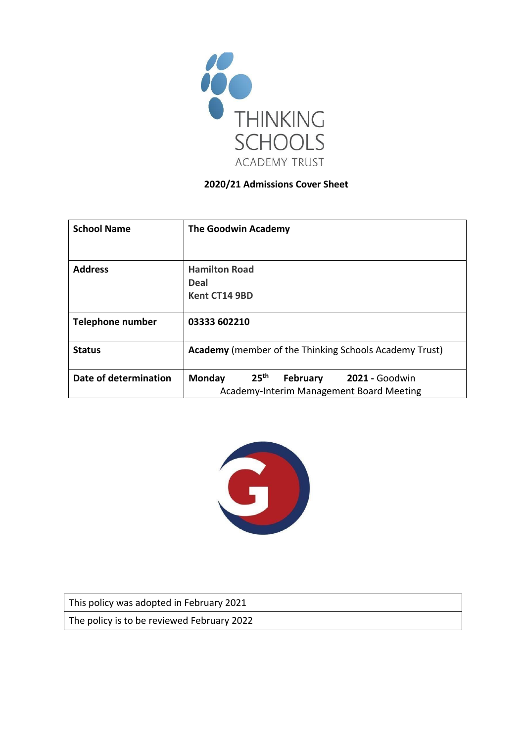THINKING SCHOOLS ACADEMY TRUST

**2020/21 Admissions Cover Sheet**

| **School Name** | **The Goodwin Academy** |
|---|---|
| **Address** | **Hamilton Road**<br>**Deal**<br>**Kent CT14 9BD** |
| **Telephone number** | **03333 602210** |
| **Status** | **Academy** (member of the Thinking Schools Academy Trust) |
| **Date of determination** | **Monday 25th February 2021 -** Goodwin Academy-Interim Management Board Meeting |

| This policy was adopted in February 2021 |
|---|
| The policy is to be reviewed February 2022 |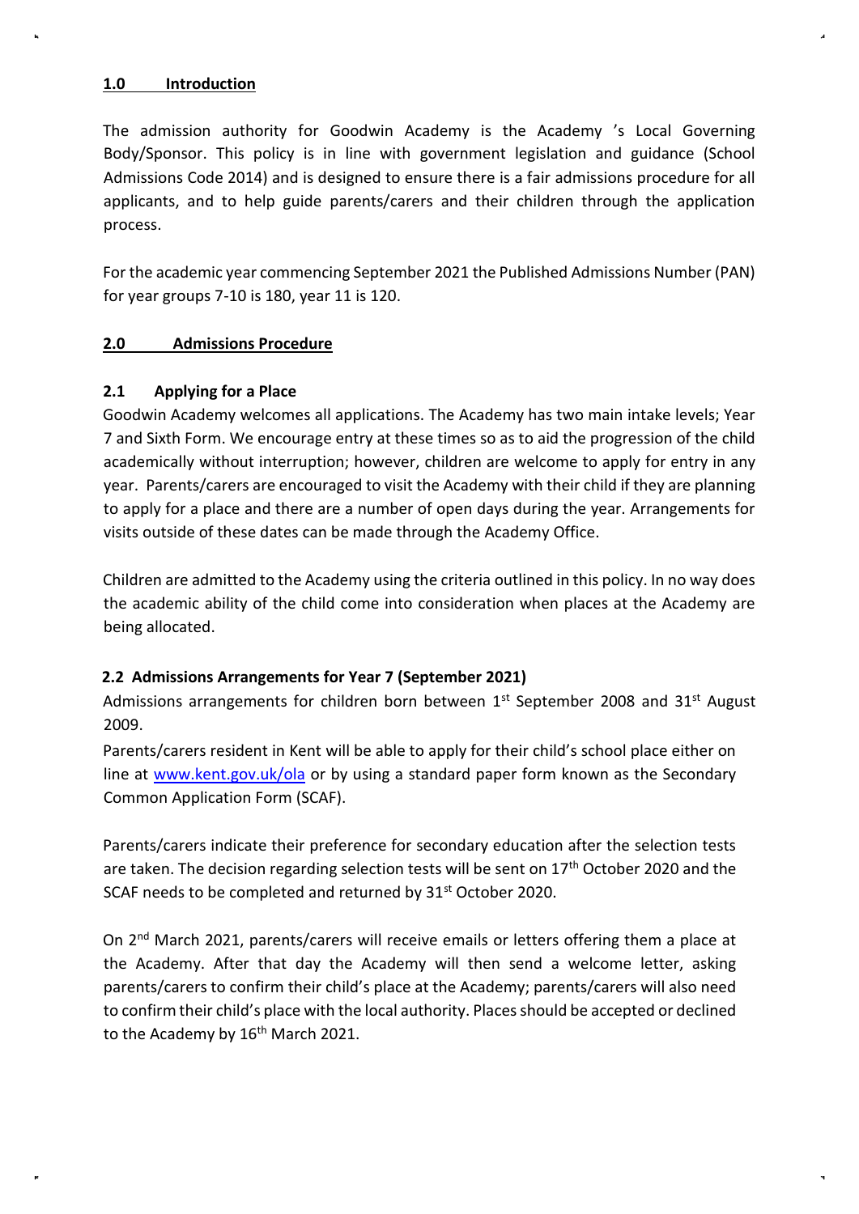## 1.0 Introduction

The admission authority for Goodwin Academy is the Academy 's Local Governing Body/Sponsor. This policy is in line with government legislation and guidance (School Admissions Code 2014) and is designed to ensure there is a fair admissions procedure for all applicants, and to help guide parents/carers and their children through the application process.

For the academic year commencing September 2021 the Published Admissions Number (PAN) for year groups 7-10 is 180, year 11 is 120.

## 2.0 Admissions Procedure

### 2.1 Applying for a Place

Goodwin Academy welcomes all applications. The Academy has two main intake levels; Year 7 and Sixth Form. We encourage entry at these times so as to aid the progression of the child academically without interruption; however, children are welcome to apply for entry in any year. Parents/carers are encouraged to visit the Academy with their child if they are planning to apply for a place and there are a number of open days during the year. Arrangements for visits outside of these dates can be made through the Academy Office.

Children are admitted to the Academy using the criteria outlined in this policy. In no way does the academic ability of the child come into consideration when places at the Academy are being allocated.

### 2.2 Admissions Arrangements for Year 7 (September 2021)

Admissions arrangements for children born between 1st September 2008 and 31st August 2009.

Parents/carers resident in Kent will be able to apply for their child's school place either on line at [www.kent.gov.uk/ola](http://www.kent.gov.uk/ola) or by using a standard paper form known as the Secondary Common Application Form (SCAF).

Parents/carers indicate their preference for secondary education after the selection tests are taken. The decision regarding selection tests will be sent on 17th October 2020 and the SCAF needs to be completed and returned by 31st October 2020.

On 2nd March 2021, parents/carers will receive emails or letters offering them a place at the Academy. After that day the Academy will then send a welcome letter, asking parents/carers to confirm their child's place at the Academy; parents/carers will also need to confirm their child's place with the local authority. Places should be accepted or declined to the Academy by 16th March 2021.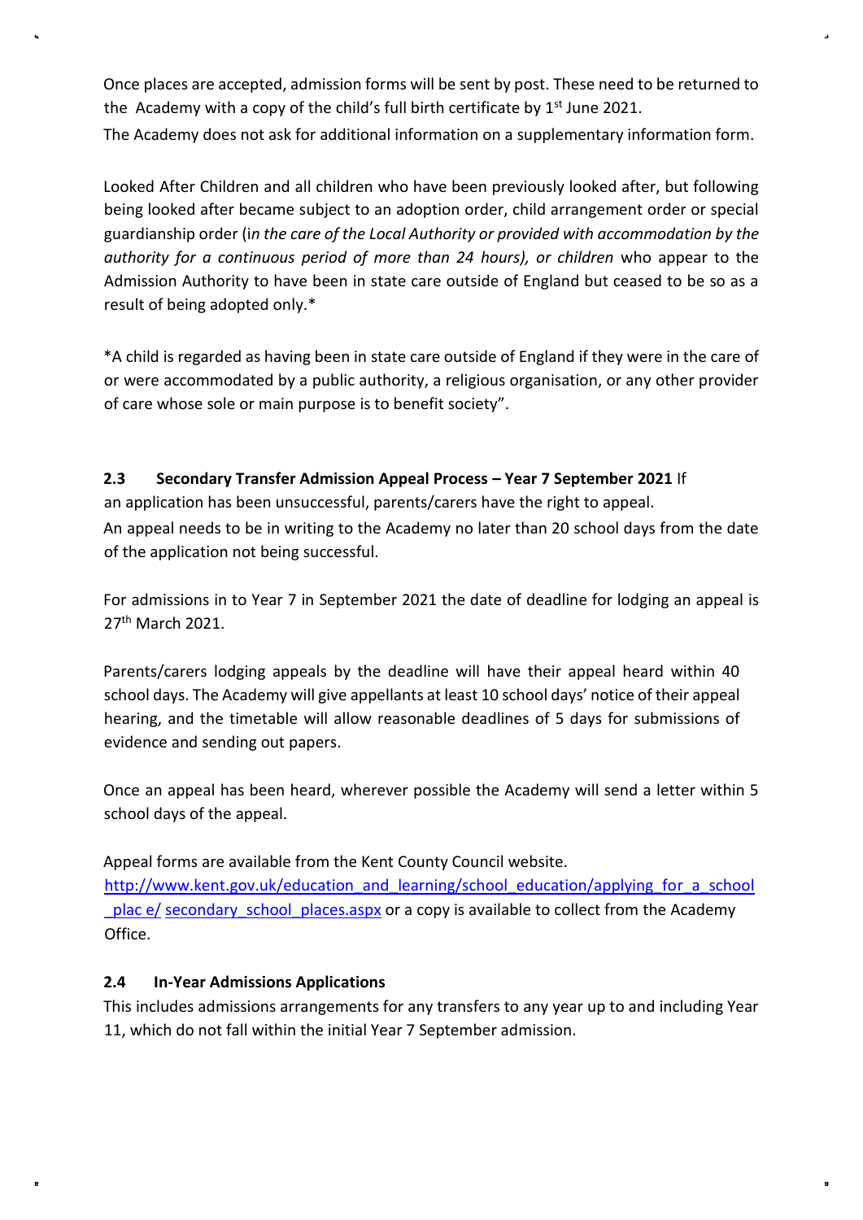Once places are accepted, admission forms will be sent by post. These need to be returned to the Academy with a copy of the child's full birth certificate by 1st June 2021.

The Academy does not ask for additional information on a supplementary information form.

Looked After Children and all children who have been previously looked after, but following being looked after became subject to an adoption order, child arrangement order or special guardianship order (i*n the care of the Local Authority or provided with accommodation by the authority for a continuous period of more than 24 hours), or children* who appear to the Admission Authority to have been in state care outside of England but ceased to be so as a result of being adopted only.*

*A child is regarded as having been in state care outside of England if they were in the care of or were accommodated by a public authority, a religious organisation, or any other provider of care whose sole or main purpose is to benefit society".

**2.3 Secondary Transfer Admission Appeal Process – Year 7 September 2021** If an application has been unsuccessful, parents/carers have the right to appeal.

An appeal needs to be in writing to the Academy no later than 20 school days from the date of the application not being successful.

For admissions in to Year 7 in September 2021 the date of deadline for lodging an appeal is 27th March 2021.

Parents/carers lodging appeals by the deadline will have their appeal heard within 40 school days. The Academy will give appellants at least 10 school days' notice of their appeal hearing, and the timetable will allow reasonable deadlines of 5 days for submissions of evidence and sending out papers.

Once an appeal has been heard, wherever possible the Academy will send a letter within 5 school days of the appeal.

Appeal forms are available from the Kent County Council website. http://www.kent.gov.uk/education_and_learning/school_education/applying_for_a_school_plac e/ secondary_school_places.aspx or a copy is available to collect from the Academy Office.

### 2.4 In-Year Admissions Applications

This includes admissions arrangements for any transfers to any year up to and including Year 11, which do not fall within the initial Year 7 September admission.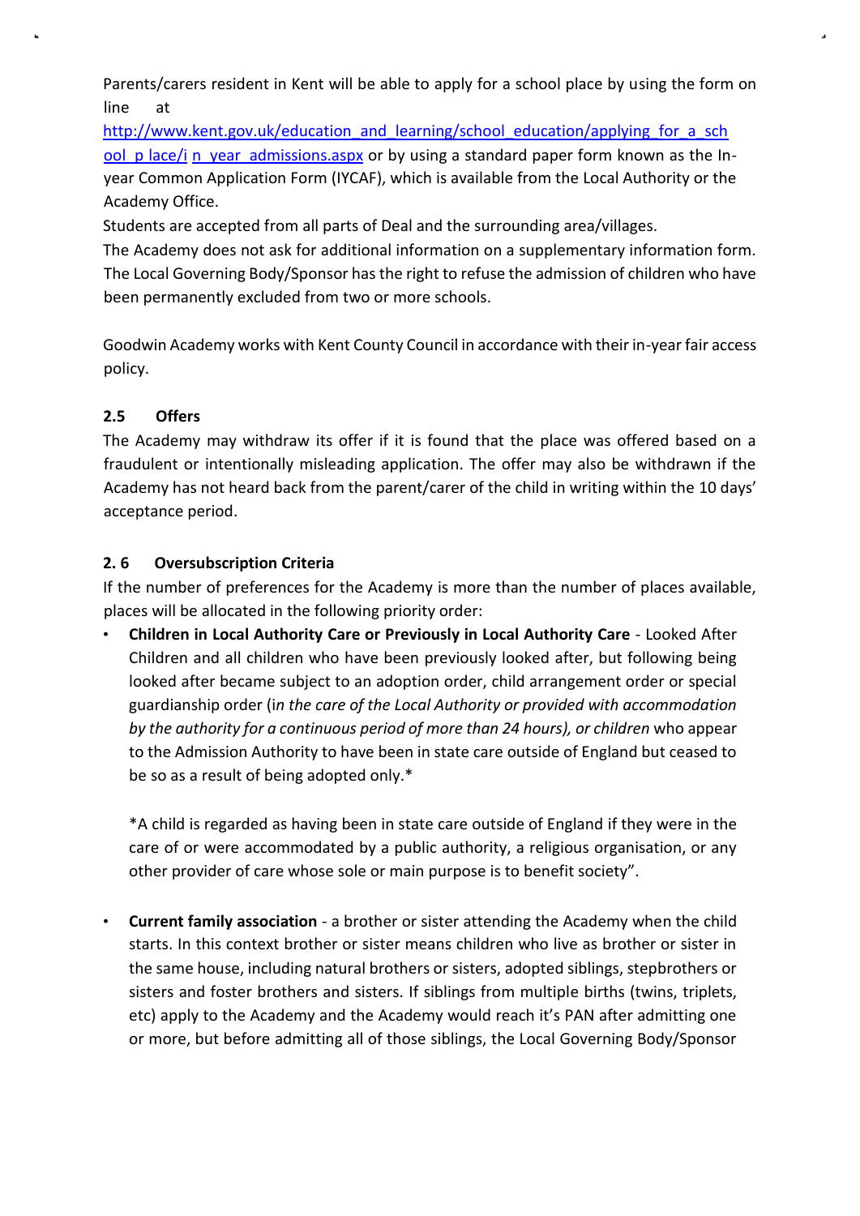Parents/carers resident in Kent will be able to apply for a school place by using the form on line at [http://www.kent.gov.uk/education_and_learning/school_education/applying_for_a_sch ool_p lace/i n_year_admissions.aspx](http://www.kent.gov.uk/education_and_learning/school_education/applying_for_a_school_place/in_year_admissions.aspx) or by using a standard paper form known as the In-year Common Application Form (IYCAF), which is available from the Local Authority or the Academy Office.

Students are accepted from all parts of Deal and the surrounding area/villages.

The Academy does not ask for additional information on a supplementary information form.

The Local Governing Body/Sponsor has the right to refuse the admission of children who have been permanently excluded from two or more schools.

Goodwin Academy works with Kent County Council in accordance with their in-year fair access policy.

### 2.5 Offers

The Academy may withdraw its offer if it is found that the place was offered based on a fraudulent or intentionally misleading application. The offer may also be withdrawn if the Academy has not heard back from the parent/carer of the child in writing within the 10 days' acceptance period.

### 2. 6 Oversubscription Criteria

If the number of preferences for the Academy is more than the number of places available, places will be allocated in the following priority order:

- **Children in Local Authority Care or Previously in Local Authority Care** - Looked After Children and all children who have been previously looked after, but following being looked after became subject to an adoption order, child arrangement order or special guardianship order (i*n the care of the Local Authority or provided with accommodation by the authority for a continuous period of more than 24 hours), or children* who appear to the Admission Authority to have been in state care outside of England but ceased to be so as a result of being adopted only.*

  *A child is regarded as having been in state care outside of England if they were in the care of or were accommodated by a public authority, a religious organisation, or any other provider of care whose sole or main purpose is to benefit society".

- **Current family association** - a brother or sister attending the Academy when the child starts. In this context brother or sister means children who live as brother or sister in the same house, including natural brothers or sisters, adopted siblings, stepbrothers or sisters and foster brothers and sisters. If siblings from multiple births (twins, triplets, etc) apply to the Academy and the Academy would reach it's PAN after admitting one or more, but before admitting all of those siblings, the Local Governing Body/Sponsor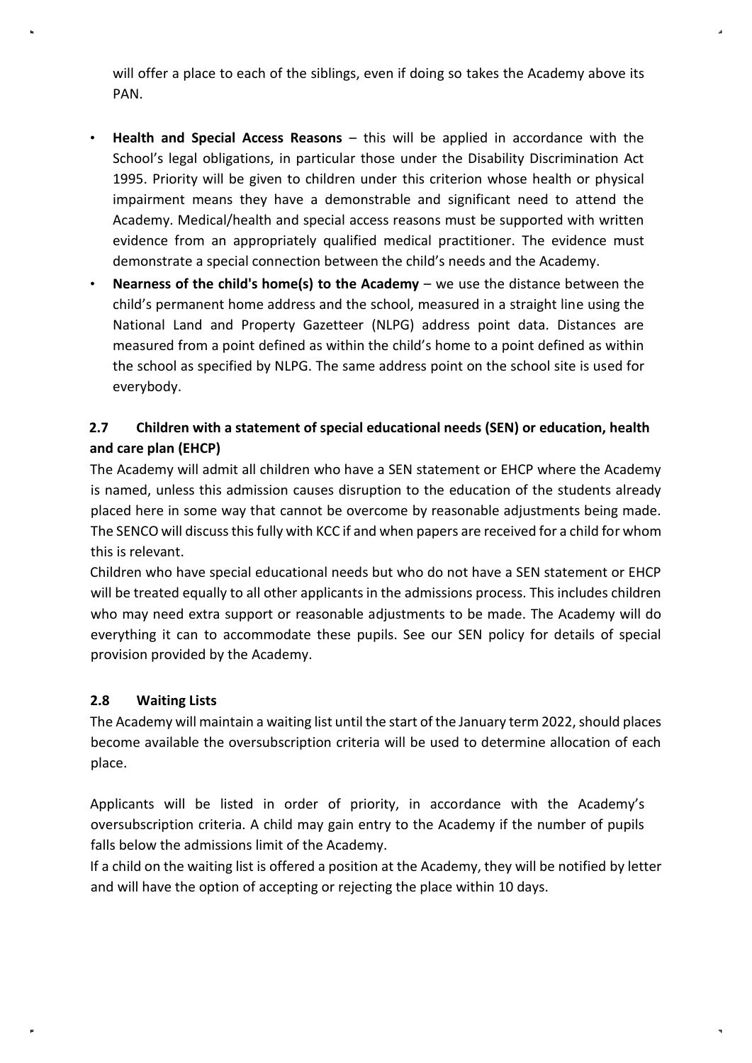will offer a place to each of the siblings, even if doing so takes the Academy above its PAN.

- **Health and Special Access Reasons** – this will be applied in accordance with the School's legal obligations, in particular those under the Disability Discrimination Act 1995. Priority will be given to children under this criterion whose health or physical impairment means they have a demonstrable and significant need to attend the Academy. Medical/health and special access reasons must be supported with written evidence from an appropriately qualified medical practitioner. The evidence must demonstrate a special connection between the child's needs and the Academy.
- **Nearness of the child's home(s) to the Academy** – we use the distance between the child's permanent home address and the school, measured in a straight line using the National Land and Property Gazetteer (NLPG) address point data. Distances are measured from a point defined as within the child's home to a point defined as within the school as specified by NLPG. The same address point on the school site is used for everybody.

### 2.7 Children with a statement of special educational needs (SEN) or education, health and care plan (EHCP)

The Academy will admit all children who have a SEN statement or EHCP where the Academy is named, unless this admission causes disruption to the education of the students already placed here in some way that cannot be overcome by reasonable adjustments being made. The SENCO will discuss this fully with KCC if and when papers are received for a child for whom this is relevant.

Children who have special educational needs but who do not have a SEN statement or EHCP will be treated equally to all other applicants in the admissions process. This includes children who may need extra support or reasonable adjustments to be made. The Academy will do everything it can to accommodate these pupils. See our SEN policy for details of special provision provided by the Academy.

### 2.8 Waiting Lists

The Academy will maintain a waiting list until the start of the January term 2022, should places become available the oversubscription criteria will be used to determine allocation of each place.

Applicants will be listed in order of priority, in accordance with the Academy's oversubscription criteria. A child may gain entry to the Academy if the number of pupils falls below the admissions limit of the Academy.

If a child on the waiting list is offered a position at the Academy, they will be notified by letter and will have the option of accepting or rejecting the place within 10 days.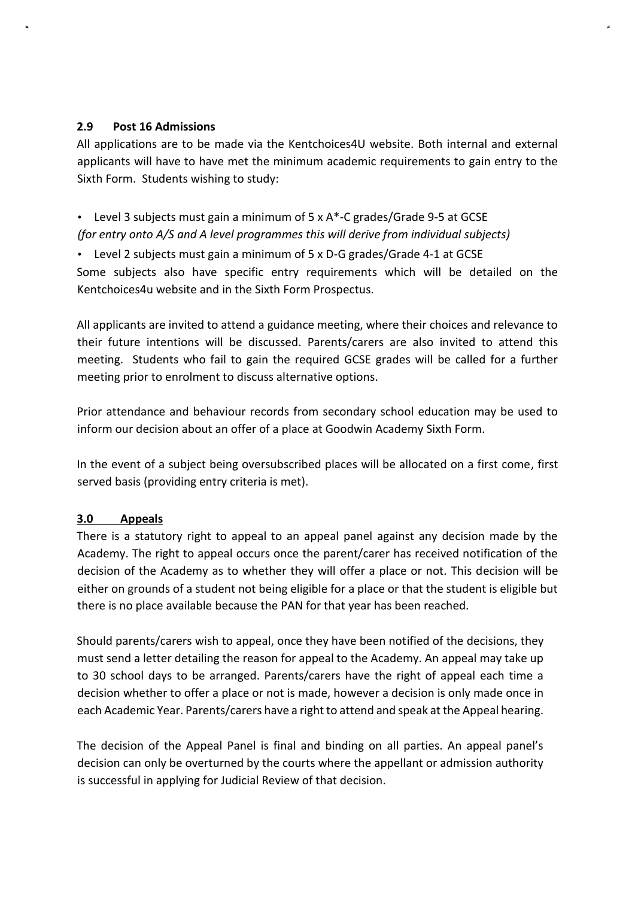### 2.9 Post 16 Admissions

All applications are to be made via the Kentchoices4U website. Both internal and external applicants will have to have met the minimum academic requirements to gain entry to the Sixth Form. Students wishing to study:

- Level 3 subjects must gain a minimum of 5 x A*-C grades/Grade 9-5 at GCSE
  *(for entry onto A/S and A level programmes this will derive from individual subjects)*
- Level 2 subjects must gain a minimum of 5 x D-G grades/Grade 4-1 at GCSE

Some subjects also have specific entry requirements which will be detailed on the Kentchoices4u website and in the Sixth Form Prospectus.

All applicants are invited to attend a guidance meeting, where their choices and relevance to their future intentions will be discussed. Parents/carers are also invited to attend this meeting. Students who fail to gain the required GCSE grades will be called for a further meeting prior to enrolment to discuss alternative options.

Prior attendance and behaviour records from secondary school education may be used to inform our decision about an offer of a place at Goodwin Academy Sixth Form.

In the event of a subject being oversubscribed places will be allocated on a first come, first served basis (providing entry criteria is met).

### 3.0 Appeals

There is a statutory right to appeal to an appeal panel against any decision made by the Academy. The right to appeal occurs once the parent/carer has received notification of the decision of the Academy as to whether they will offer a place or not. This decision will be either on grounds of a student not being eligible for a place or that the student is eligible but there is no place available because the PAN for that year has been reached.

Should parents/carers wish to appeal, once they have been notified of the decisions, they must send a letter detailing the reason for appeal to the Academy. An appeal may take up to 30 school days to be arranged. Parents/carers have the right of appeal each time a decision whether to offer a place or not is made, however a decision is only made once in each Academic Year. Parents/carers have a right to attend and speak at the Appeal hearing.

The decision of the Appeal Panel is final and binding on all parties. An appeal panel's decision can only be overturned by the courts where the appellant or admission authority is successful in applying for Judicial Review of that decision.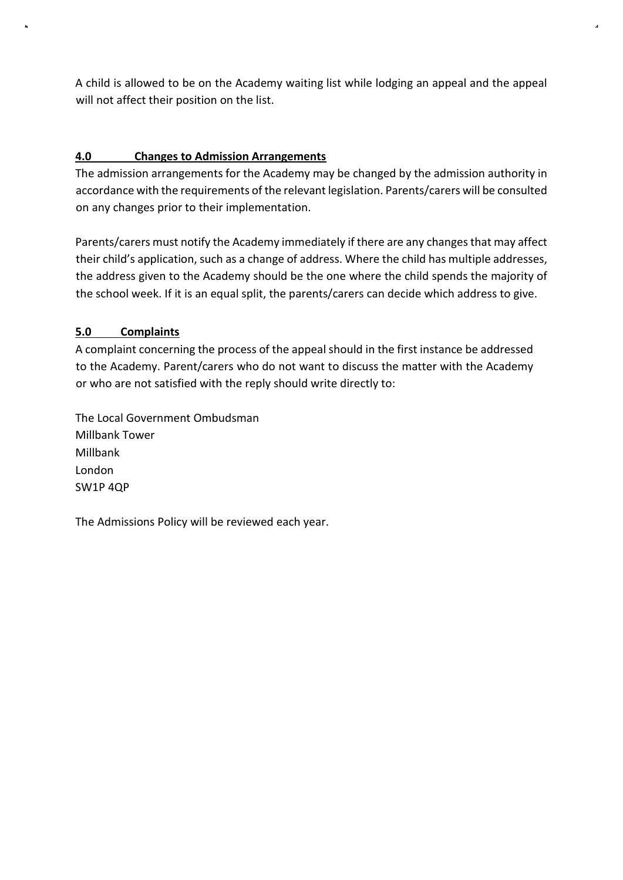A child is allowed to be on the Academy waiting list while lodging an appeal and the appeal will not affect their position on the list.

## 4.0 Changes to Admission Arrangements

The admission arrangements for the Academy may be changed by the admission authority in accordance with the requirements of the relevant legislation. Parents/carers will be consulted on any changes prior to their implementation.

Parents/carers must notify the Academy immediately if there are any changes that may affect their child's application, such as a change of address. Where the child has multiple addresses, the address given to the Academy should be the one where the child spends the majority of the school week. If it is an equal split, the parents/carers can decide which address to give.

## 5.0 Complaints

A complaint concerning the process of the appeal should in the first instance be addressed to the Academy. Parent/carers who do not want to discuss the matter with the Academy or who are not satisfied with the reply should write directly to:

The Local Government Ombudsman
Millbank Tower
Millbank
London
SW1P 4QP

The Admissions Policy will be reviewed each year.